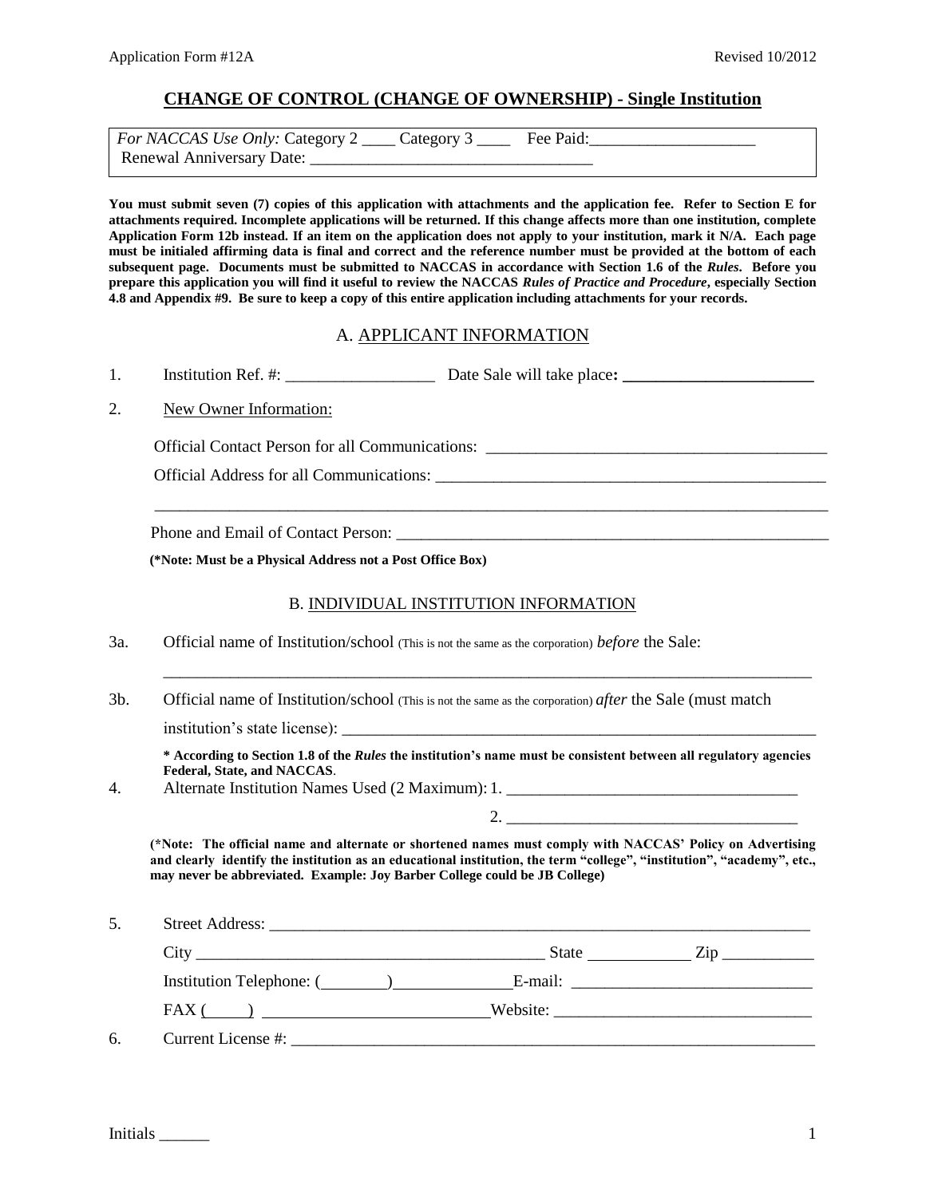# CHANGE OF CONTROL (CHANGE OF OWNERSHIP) - Single Institution

*For NACCAS Use Only:* Category 2 ____ Category 3 ____ Fee Paid:____________________
Renewal Anniversary Date: _________________________________

**You must submit seven (7) copies of this application with attachments and the application fee. Refer to Section E for attachments required. Incomplete applications will be returned. If this change affects more than one institution, complete Application Form 12b instead. If an item on the application does not apply to your institution, mark it N/A. Each page must be initialed affirming data is final and correct and the reference number must be provided at the bottom of each subsequent page. Documents must be submitted to NACCAS in accordance with Section 1.6 of the *Rules*. Before you prepare this application you will find it useful to review the NACCAS *Rules of Practice and Procedure*, especially Section 4.8 and Appendix #9. Be sure to keep a copy of this entire application including attachments for your records.**

## A. APPLICANT INFORMATION

1. Institution Ref. #: __________________ Date Sale will take place**:** ________________________

2. New Owner Information:

   Official Contact Person for all Communications: ______________________________________

   Official Address for all Communications: ______________________________________________

   ___________________________________________________________________________________

   Phone and Email of Contact Person: ___________________________________________________

   **(*Note: Must be a Physical Address not a Post Office Box)**

## B. INDIVIDUAL INSTITUTION INFORMATION

3a. Official name of Institution/school (This is not the same as the corporation) *before* the Sale:

   ___________________________________________________________________________________

3b. Official name of Institution/school (This is not the same as the corporation) *after* the Sale (must match institution's state license): ______________________________________________

   **\* According to Section 1.8 of the *Rules* the institution's name must be consistent between all regulatory agencies Federal, State, and NACCAS**.

4. Alternate Institution Names Used (2 Maximum): 1. ___________________________________

   2. ___________________________________

   **(*Note: The official name and alternate or shortened names must comply with NACCAS' Policy on Advertising and clearly identify the institution as an educational institution, the term "college", "institution", "academy", etc., may never be abbreviated. Example: Joy Barber College could be JB College)**

5. Street Address: ____________________________________________________________________

   City __________________________________________ State ____________ Zip ___________

   Institution Telephone: (________)______________E-mail: ______________________________

   FAX (_____) ___________________________Website: _______________________________

6. Current License #: ___________________________________________________________________

Initials ______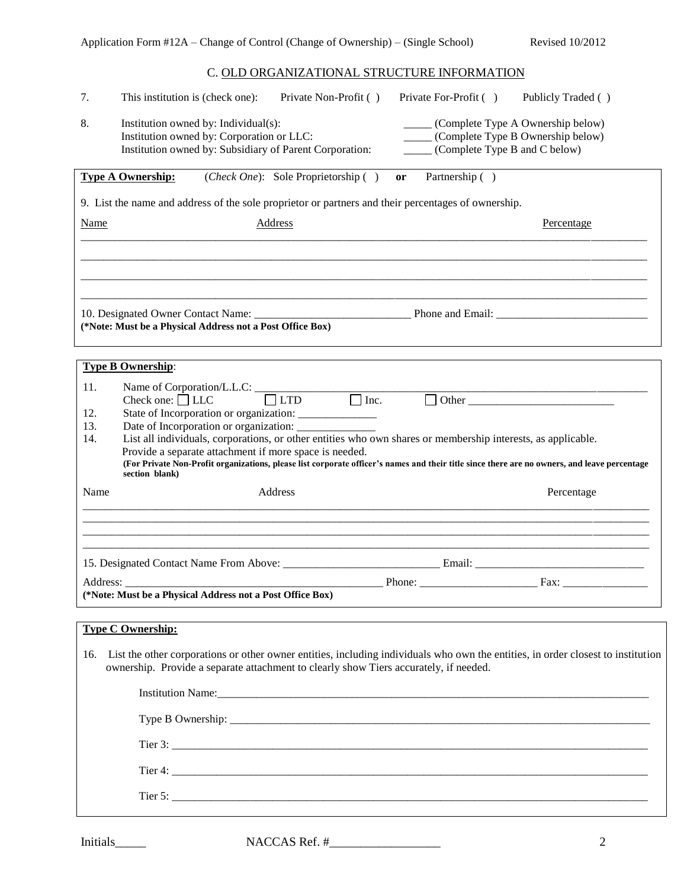## C. OLD ORGANIZATIONAL STRUCTURE INFORMATION

7. This institution is (check one): Private Non-Profit ( ) Private For-Profit ( ) Publicly Traded ( )

8. Institution owned by: Individual(s): _____ (Complete Type A Ownership below)
   Institution owned by: Corporation or LLC: _____ (Complete Type B Ownership below)
   Institution owned by: Subsidiary of Parent Corporation: _____ (Complete Type B and C below)

**Type A Ownership:** (*Check One*): Sole Proprietorship ( ) **or** Partnership ( )

9. List the name and address of the sole proprietor or partners and their percentages of ownership.

| Name | Address | Percentage |
|---|---|---|
| | | |
| | | |
| | | |
| | | |

10. Designated Owner Contact Name: ___________________________ Phone and Email: ___________________________
**(*Note: Must be a Physical Address not a Post Office Box)**

**Type B Ownership**:

11. Name of Corporation/L.L.C.: ___________________________________________________________
    Check one: ☐ LLC ☐ LTD ☐ Inc. ☐ Other __________________________
12. State of Incorporation or organization: ______________
13. Date of Incorporation or organization: ______________
14. List all individuals, corporations, or other entities who own shares or membership interests, as applicable. Provide a separate attachment if more space is needed.
    **(For Private Non-Profit organizations, please list corporate officer's names and their title since there are no owners, and leave percentage section blank)**

| Name | Address | Percentage |
|---|---|---|
| | | |
| | | |
| | | |
| | | |

15. Designated Contact Name From Above: ____________________________ Email: ______________________________

Address: _______________________________________________ Phone: ____________________ Fax: _______________
**(*Note: Must be a Physical Address not a Post Office Box)**

**Type C Ownership:**

16. List the other corporations or other owner entities, including individuals who own the entities, in order closest to institution ownership. Provide a separate attachment to clearly show Tiers accurately, if needed.

Institution Name:_____________________________________________________________________

Type B Ownership: ____________________________________________________________________

Tier 3: ______________________________________________________________________________

Tier 4: ______________________________________________________________________________

Tier 5: ______________________________________________________________________________

Initials_____ NACCAS Ref. #__________________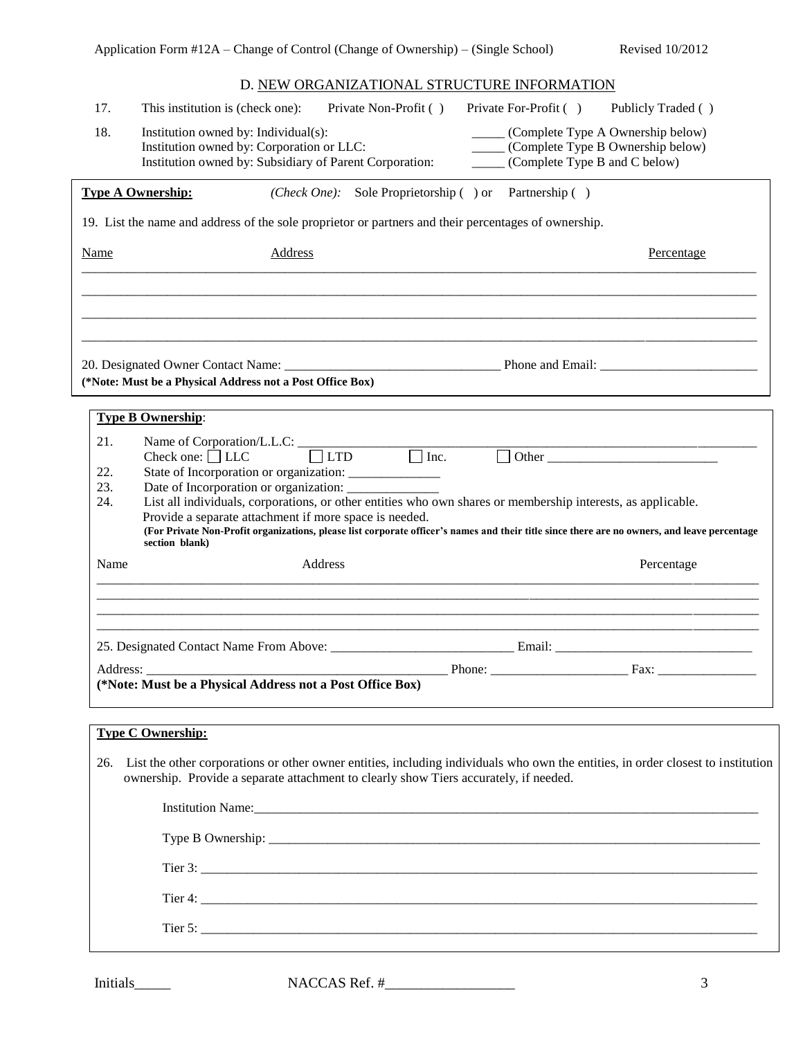## D. NEW ORGANIZATIONAL STRUCTURE INFORMATION

17. This institution is (check one): Private Non-Profit ( ) Private For-Profit ( ) Publicly Traded ( )

18. Institution owned by: Individual(s): _____ (Complete Type A Ownership below)
Institution owned by: Corporation or LLC: _____ (Complete Type B Ownership below)
Institution owned by: Subsidiary of Parent Corporation: _____ (Complete Type B and C below)

**Type A Ownership:** *(Check One):* Sole Proprietorship ( ) or Partnership ( )

19. List the name and address of the sole proprietor or partners and their percentages of ownership.

| Name | Address | Percentage |
|---|---|---|
| | | |
| | | |
| | | |
| | | |

20. Designated Owner Contact Name: ______________________________ Phone and Email: ______________________
**(*Note: Must be a Physical Address not a Post Office Box)**

**Type B Ownership**:

21. Name of Corporation/L.L.C: ______________________________________________
Check one: ☐ LLC ☐ LTD ☐ Inc. ☐ Other ________________________

22. State of Incorporation or organization: _____________

23. Date of Incorporation or organization: _____________

24. List all individuals, corporations, or other entities who own shares or membership interests, as applicable.
Provide a separate attachment if more space is needed.
**(For Private Non-Profit organizations, please list corporate officer's names and their title since there are no owners, and leave percentage section blank)**

| Name | Address | Percentage |
|---|---|---|
| | | |
| | | |
| | | |
| | | |

25. Designated Contact Name From Above: __________________________ Email: ____________________________

Address: ____________________________________________ Phone: ____________________ Fax: ______________
**(*Note: Must be a Physical Address not a Post Office Box)**

**Type C Ownership:**

26. List the other corporations or other owner entities, including individuals who own the entities, in order closest to institution ownership. Provide a separate attachment to clearly show Tiers accurately, if needed.

Institution Name:______________________________________________________________

Type B Ownership: _____________________________________________________________

Tier 3: ______________________________________________________________________

Tier 4: ______________________________________________________________________

Tier 5: ______________________________________________________________________

Initials_____ NACCAS Ref. #_________________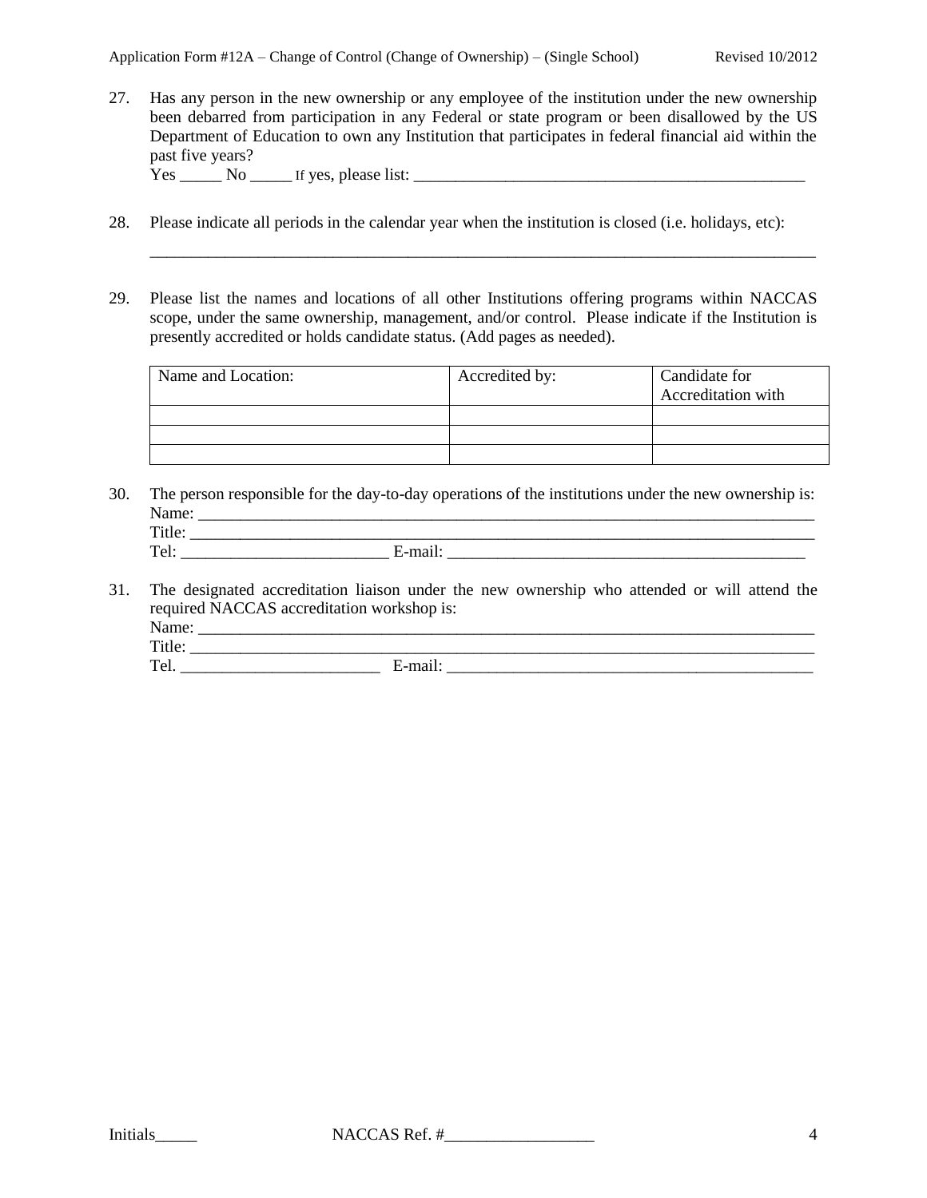27. Has any person in the new ownership or any employee of the institution under the new ownership been debarred from participation in any Federal or state program or been disallowed by the US Department of Education to own any Institution that participates in federal financial aid within the past five years?
    Yes _____ No _____ If yes, please list: __________________________________________________

28. Please indicate all periods in the calendar year when the institution is closed (i.e. holidays, etc):

    _____________________________________________________________________________________

29. Please list the names and locations of all other Institutions offering programs within NACCAS scope, under the same ownership, management, and/or control. Please indicate if the Institution is presently accredited or holds candidate status. (Add pages as needed).

| Name and Location: | Accredited by: | Candidate for Accreditation with |
|---|---|---|
| | | |
| | | |
| | | |

30. The person responsible for the day-to-day operations of the institutions under the new ownership is:
    Name: _______________________________________________________________________________
    Title: _______________________________________________________________________________
    Tel: _________________________ E-mail: ____________________________________________

31. The designated accreditation liaison under the new ownership who attended or will attend the required NACCAS accreditation workshop is:
    Name: _______________________________________________________________________________
    Title: _______________________________________________________________________________
    Tel. ________________________ E-mail: _____________________________________________

Initials_____ NACCAS Ref. #__________________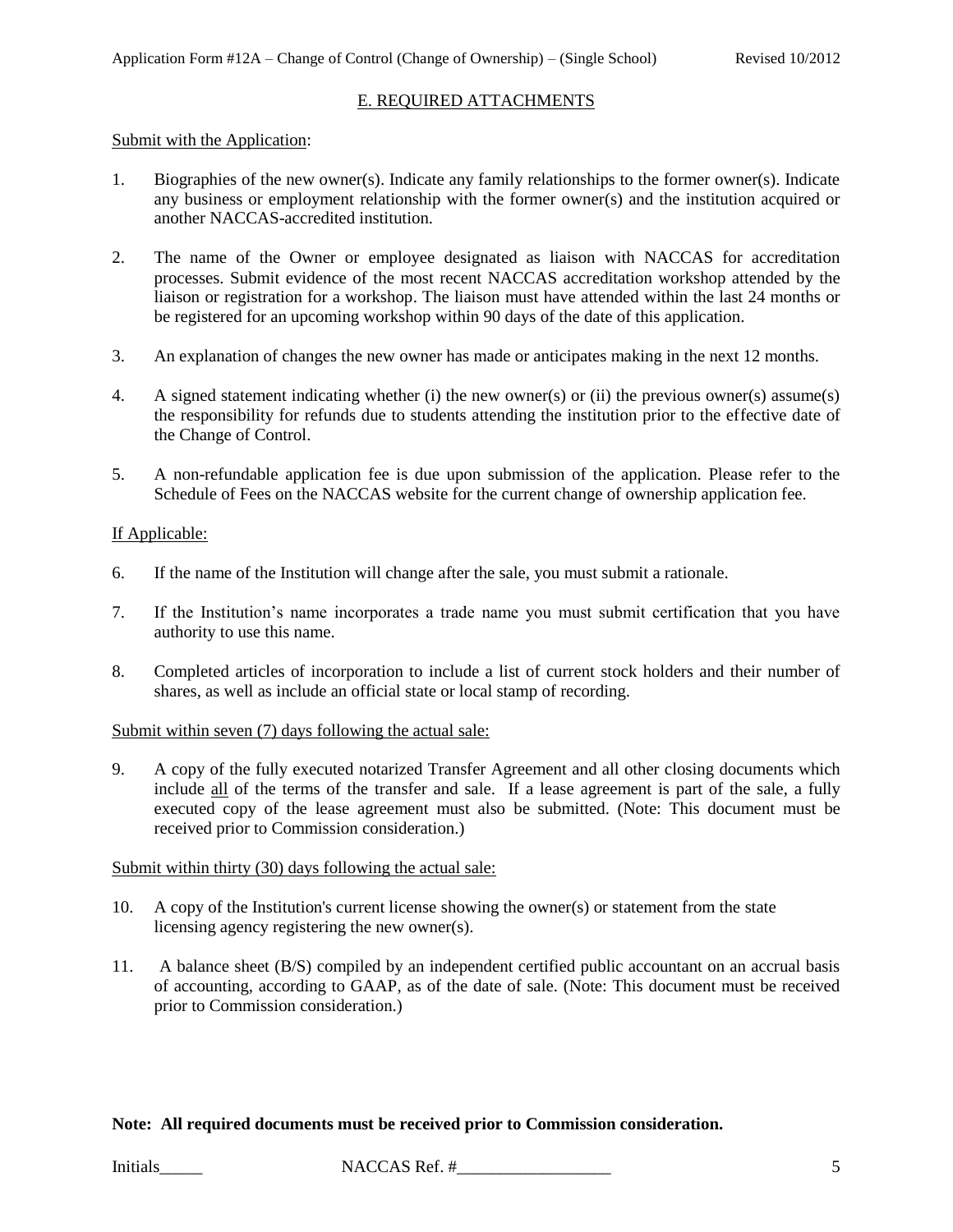## E. REQUIRED ATTACHMENTS

Submit with the Application:

1. Biographies of the new owner(s). Indicate any family relationships to the former owner(s). Indicate any business or employment relationship with the former owner(s) and the institution acquired or another NACCAS-accredited institution.

2. The name of the Owner or employee designated as liaison with NACCAS for accreditation processes. Submit evidence of the most recent NACCAS accreditation workshop attended by the liaison or registration for a workshop. The liaison must have attended within the last 24 months or be registered for an upcoming workshop within 90 days of the date of this application.

3. An explanation of changes the new owner has made or anticipates making in the next 12 months.

4. A signed statement indicating whether (i) the new owner(s) or (ii) the previous owner(s) assume(s) the responsibility for refunds due to students attending the institution prior to the effective date of the Change of Control.

5. A non-refundable application fee is due upon submission of the application. Please refer to the Schedule of Fees on the NACCAS website for the current change of ownership application fee.

If Applicable:

6. If the name of the Institution will change after the sale, you must submit a rationale.

7. If the Institution's name incorporates a trade name you must submit certification that you have authority to use this name.

8. Completed articles of incorporation to include a list of current stock holders and their number of shares, as well as include an official state or local stamp of recording.

Submit within seven (7) days following the actual sale:

9. A copy of the fully executed notarized Transfer Agreement and all other closing documents which include all of the terms of the transfer and sale. If a lease agreement is part of the sale, a fully executed copy of the lease agreement must also be submitted. (Note: This document must be received prior to Commission consideration.)

Submit within thirty (30) days following the actual sale:

10. A copy of the Institution's current license showing the owner(s) or statement from the state licensing agency registering the new owner(s).

11. A balance sheet (B/S) compiled by an independent certified public accountant on an accrual basis of accounting, according to GAAP, as of the date of sale. (Note: This document must be received prior to Commission consideration.)

**Note: All required documents must be received prior to Commission consideration.**

Initials_____ NACCAS Ref. #__________________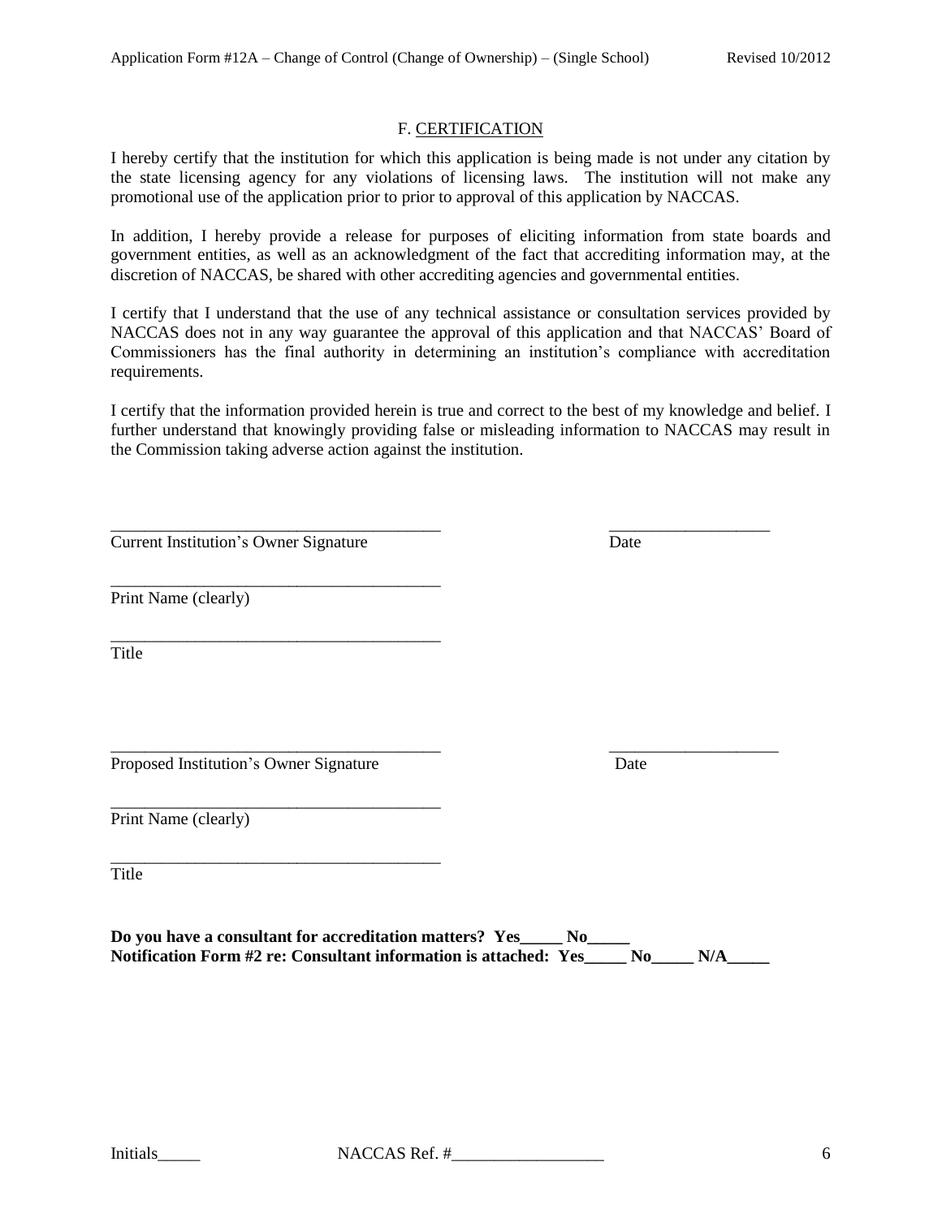## F. CERTIFICATION

I hereby certify that the institution for which this application is being made is not under any citation by the state licensing agency for any violations of licensing laws. The institution will not make any promotional use of the application prior to prior to approval of this application by NACCAS.

In addition, I hereby provide a release for purposes of eliciting information from state boards and government entities, as well as an acknowledgment of the fact that accrediting information may, at the discretion of NACCAS, be shared with other accrediting agencies and governmental entities.

I certify that I understand that the use of any technical assistance or consultation services provided by NACCAS does not in any way guarantee the approval of this application and that NACCAS' Board of Commissioners has the final authority in determining an institution's compliance with accreditation requirements.

I certify that the information provided herein is true and correct to the best of my knowledge and belief. I further understand that knowingly providing false or misleading information to NACCAS may result in the Commission taking adverse action against the institution.

________________________________________ ___________________
Current Institution's Owner Signature Date

________________________________________
Print Name (clearly)

________________________________________
Title

________________________________________ ____________________
Proposed Institution's Owner Signature Date

________________________________________
Print Name (clearly)

________________________________________
Title

**Do you have a consultant for accreditation matters? Yes_____ No_____**
**Notification Form #2 re: Consultant information is attached: Yes_____ No_____ N/A_____**

Initials_____ NACCAS Ref. #__________________